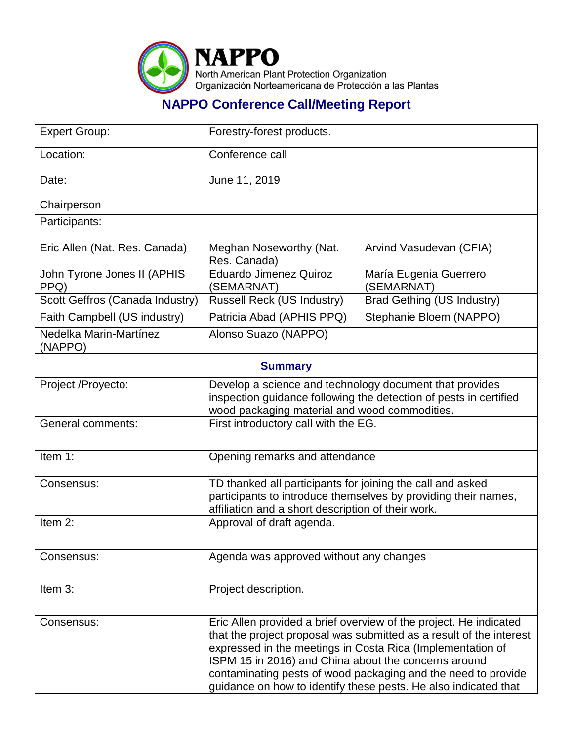**NAPPO**
North American Plant Protection Organization
Organización Norteamericana de Protección a las Plantas

## NAPPO Conference Call/Meeting Report

| Expert Group: | Forestry-forest products. | |
|---|---|---|
| Location: | Conference call | |
| Date: | June 11, 2019 | |
| Chairperson | | |
| Participants: | | |
| Eric Allen (Nat. Res. Canada) | Meghan Noseworthy (Nat. Res. Canada) | Arvind Vasudevan (CFIA) |
| John Tyrone Jones II (APHIS PPQ) | Eduardo Jimenez Quiroz (SEMARNAT) | María Eugenia Guerrero (SEMARNAT) |
| Scott Geffros (Canada Industry) | Russell Reck (US Industry) | Brad Gething (US Industry) |
| Faith Campbell (US industry) | Patricia Abad (APHIS PPQ) | Stephanie Bloem (NAPPO) |
| Nedelka Marin-Martínez (NAPPO) | Alonso Suazo (NAPPO) | |

### Summary

| | |
|---|---|
| Project /Proyecto: | Develop a science and technology document that provides inspection guidance following the detection of pests in certified wood packaging material and wood commodities. |
| General comments: | First introductory call with the EG. |
| Item 1: | Opening remarks and attendance |
| Consensus: | TD thanked all participants for joining the call and asked participants to introduce themselves by providing their names, affiliation and a short description of their work. |
| Item 2: | Approval of draft agenda. |
| Consensus: | Agenda was approved without any changes |
| Item 3: | Project description. |
| Consensus: | Eric Allen provided a brief overview of the project. He indicated that the project proposal was submitted as a result of the interest expressed in the meetings in Costa Rica (Implementation of ISPM 15 in 2016) and China about the concerns around contaminating pests of wood packaging and the need to provide guidance on how to identify these pests. He also indicated that |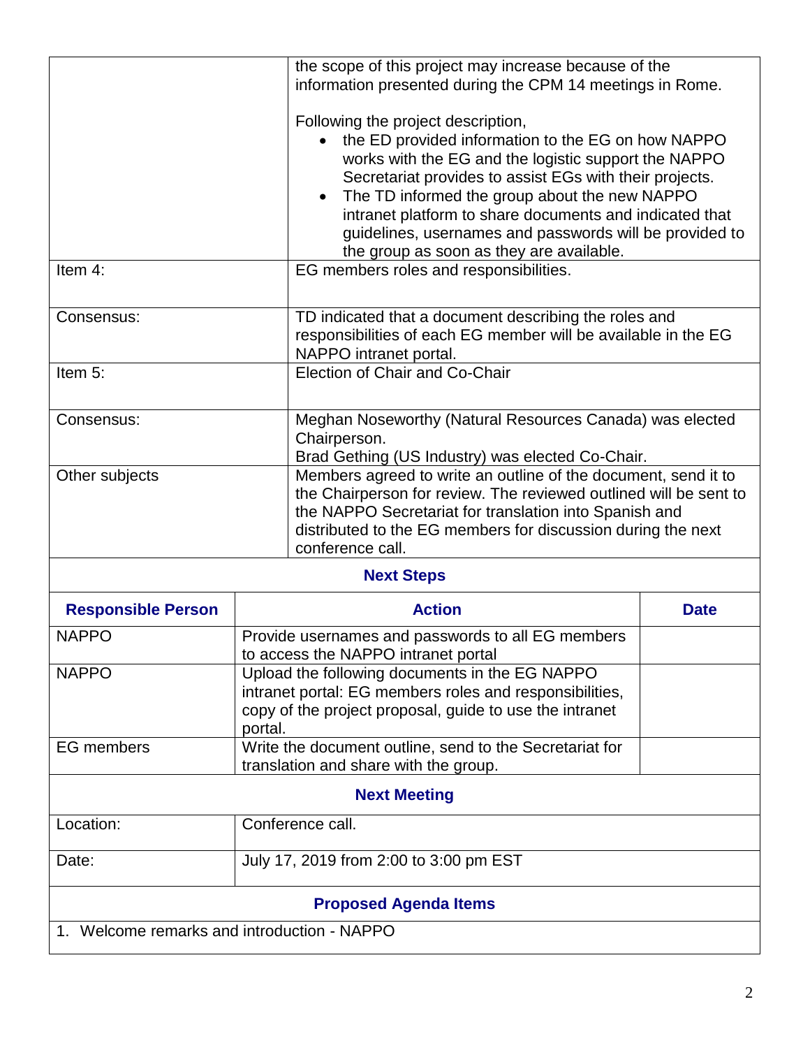| | |
|---|---|
| | the scope of this project may increase because of the information presented during the CPM 14 meetings in Rome.<br><br>Following the project description,<br>• the ED provided information to the EG on how NAPPO works with the EG and the logistic support the NAPPO Secretariat provides to assist EGs with their projects.<br>• The TD informed the group about the new NAPPO intranet platform to share documents and indicated that guidelines, usernames and passwords will be provided to the group as soon as they are available. |
| Item 4: | EG members roles and responsibilities. |
| Consensus: | TD indicated that a document describing the roles and responsibilities of each EG member will be available in the EG NAPPO intranet portal. |
| Item 5: | Election of Chair and Co-Chair |
| Consensus: | Meghan Noseworthy (Natural Resources Canada) was elected Chairperson.<br>Brad Gething (US Industry) was elected Co-Chair. |
| Other subjects | Members agreed to write an outline of the document, send it to the Chairperson for review. The reviewed outlined will be sent to the NAPPO Secretariat for translation into Spanish and distributed to the EG members for discussion during the next conference call. |

## Next Steps

| Responsible Person | Action | Date |
|---|---|---|
| NAPPO | Provide usernames and passwords to all EG members to access the NAPPO intranet portal | |
| NAPPO | Upload the following documents in the EG NAPPO intranet portal: EG members roles and responsibilities, copy of the project proposal, guide to use the intranet portal. | |
| EG members | Write the document outline, send to the Secretariat for translation and share with the group. | |

## Next Meeting

| | |
|---|---|
| Location: | Conference call. |
| Date: | July 17, 2019 from 2:00 to 3:00 pm EST |

## Proposed Agenda Items

1. Welcome remarks and introduction - NAPPO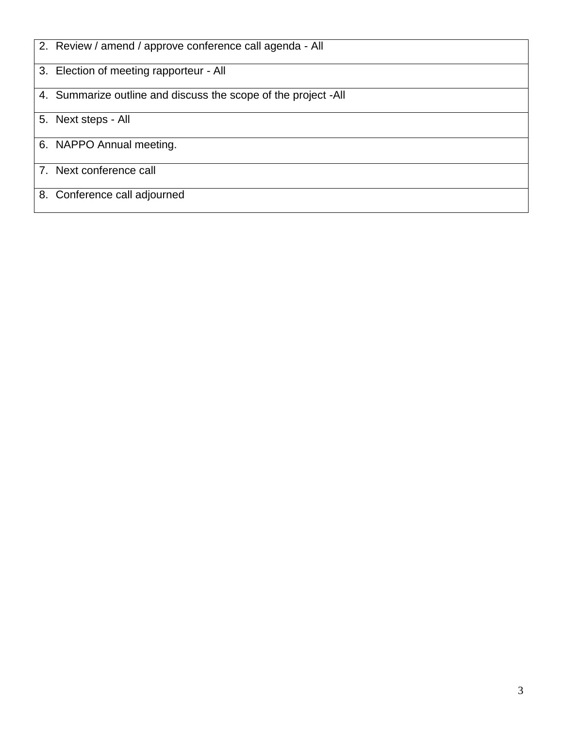| |
|---|
| 2. Review / amend / approve conference call agenda - All |
| 3. Election of meeting rapporteur - All |
| 4. Summarize outline and discuss the scope of the project -All |
| 5. Next steps - All |
| 6. NAPPO Annual meeting. |
| 7. Next conference call |
| 8. Conference call adjourned |